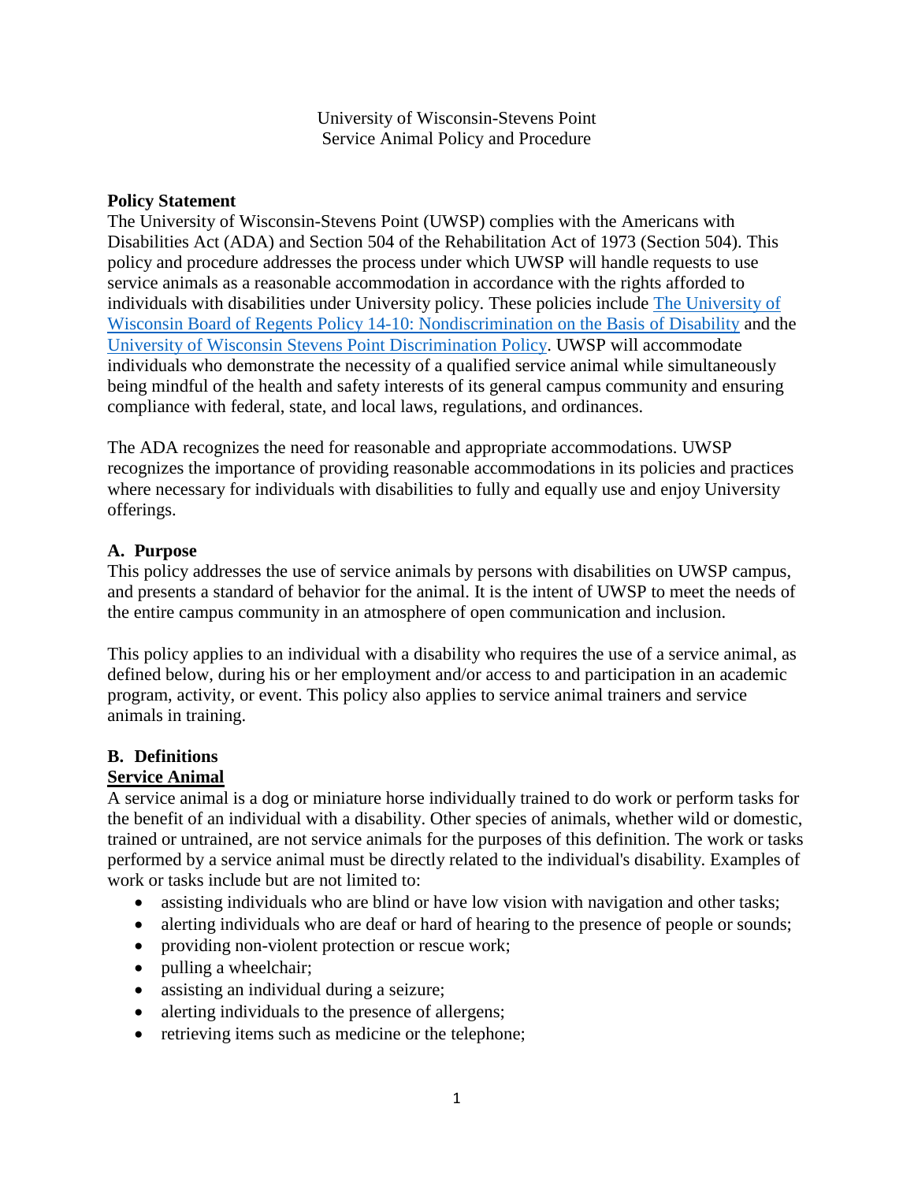University of Wisconsin-Stevens Point
Service Animal Policy and Procedure

**Policy Statement**

The University of Wisconsin-Stevens Point (UWSP) complies with the Americans with Disabilities Act (ADA) and Section 504 of the Rehabilitation Act of 1973 (Section 504). This policy and procedure addresses the process under which UWSP will handle requests to use service animals as a reasonable accommodation in accordance with the rights afforded to individuals with disabilities under University policy. These policies include The University of Wisconsin Board of Regents Policy 14-10: Nondiscrimination on the Basis of Disability and the University of Wisconsin Stevens Point Discrimination Policy. UWSP will accommodate individuals who demonstrate the necessity of a qualified service animal while simultaneously being mindful of the health and safety interests of its general campus community and ensuring compliance with federal, state, and local laws, regulations, and ordinances.

The ADA recognizes the need for reasonable and appropriate accommodations. UWSP recognizes the importance of providing reasonable accommodations in its policies and practices where necessary for individuals with disabilities to fully and equally use and enjoy University offerings.

## A. Purpose

This policy addresses the use of service animals by persons with disabilities on UWSP campus, and presents a standard of behavior for the animal. It is the intent of UWSP to meet the needs of the entire campus community in an atmosphere of open communication and inclusion.

This policy applies to an individual with a disability who requires the use of a service animal, as defined below, during his or her employment and/or access to and participation in an academic program, activity, or event. This policy also applies to service animal trainers and service animals in training.

## B. Definitions

**Service Animal**

A service animal is a dog or miniature horse individually trained to do work or perform tasks for the benefit of an individual with a disability. Other species of animals, whether wild or domestic, trained or untrained, are not service animals for the purposes of this definition. The work or tasks performed by a service animal must be directly related to the individual's disability. Examples of work or tasks include but are not limited to:

- assisting individuals who are blind or have low vision with navigation and other tasks;
- alerting individuals who are deaf or hard of hearing to the presence of people or sounds;
- providing non-violent protection or rescue work;
- pulling a wheelchair;
- assisting an individual during a seizure;
- alerting individuals to the presence of allergens;
- retrieving items such as medicine or the telephone;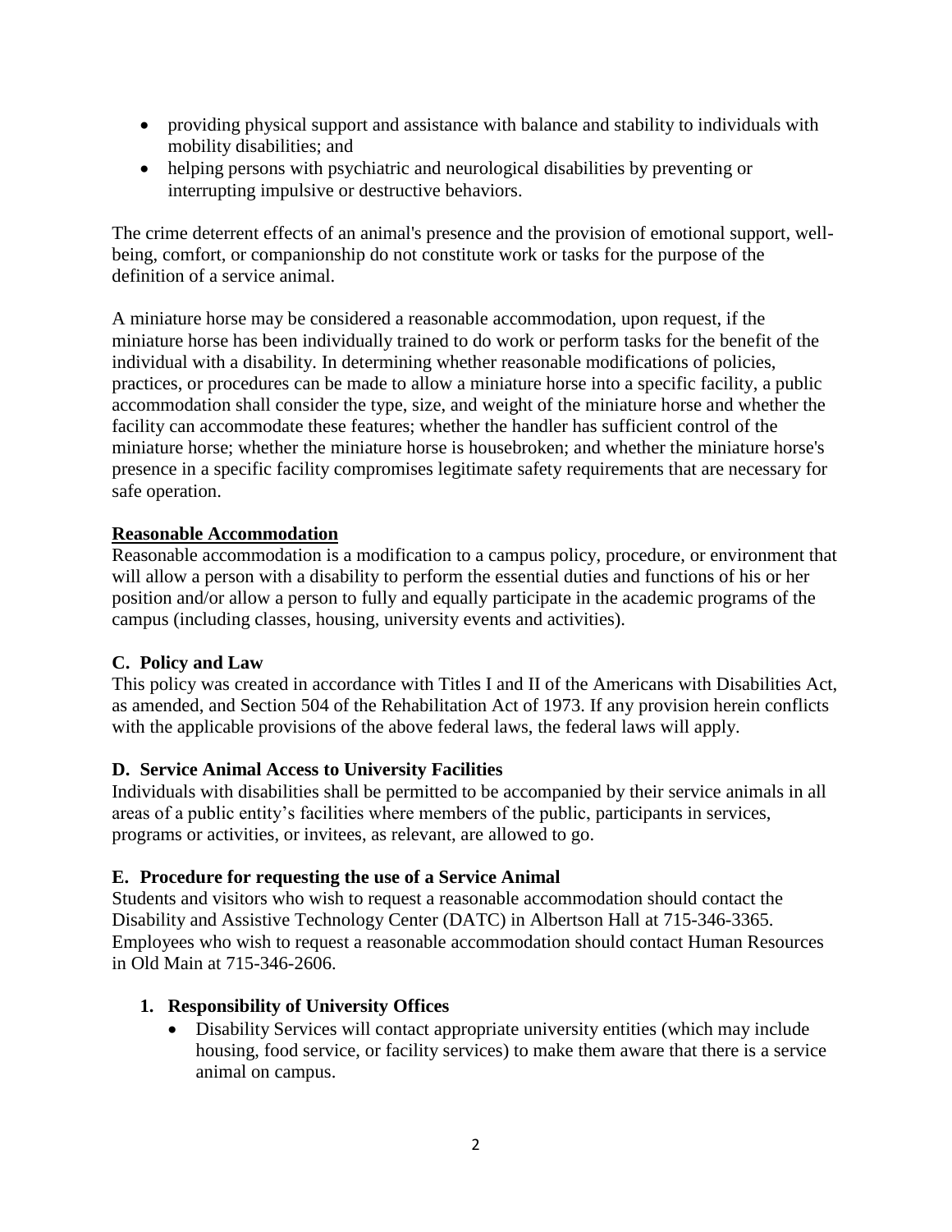- providing physical support and assistance with balance and stability to individuals with mobility disabilities; and
- helping persons with psychiatric and neurological disabilities by preventing or interrupting impulsive or destructive behaviors.

The crime deterrent effects of an animal's presence and the provision of emotional support, well-being, comfort, or companionship do not constitute work or tasks for the purpose of the definition of a service animal.

A miniature horse may be considered a reasonable accommodation, upon request, if the miniature horse has been individually trained to do work or perform tasks for the benefit of the individual with a disability. In determining whether reasonable modifications of policies, practices, or procedures can be made to allow a miniature horse into a specific facility, a public accommodation shall consider the type, size, and weight of the miniature horse and whether the facility can accommodate these features; whether the handler has sufficient control of the miniature horse; whether the miniature horse is housebroken; and whether the miniature horse's presence in a specific facility compromises legitimate safety requirements that are necessary for safe operation.

**Reasonable Accommodation**

Reasonable accommodation is a modification to a campus policy, procedure, or environment that will allow a person with a disability to perform the essential duties and functions of his or her position and/or allow a person to fully and equally participate in the academic programs of the campus (including classes, housing, university events and activities).

### C. Policy and Law

This policy was created in accordance with Titles I and II of the Americans with Disabilities Act, as amended, and Section 504 of the Rehabilitation Act of 1973. If any provision herein conflicts with the applicable provisions of the above federal laws, the federal laws will apply.

### D. Service Animal Access to University Facilities

Individuals with disabilities shall be permitted to be accompanied by their service animals in all areas of a public entity's facilities where members of the public, participants in services, programs or activities, or invitees, as relevant, are allowed to go.

### E. Procedure for requesting the use of a Service Animal

Students and visitors who wish to request a reasonable accommodation should contact the Disability and Assistive Technology Center (DATC) in Albertson Hall at 715-346-3365. Employees who wish to request a reasonable accommodation should contact Human Resources in Old Main at 715-346-2606.

#### 1. Responsibility of University Offices

- Disability Services will contact appropriate university entities (which may include housing, food service, or facility services) to make them aware that there is a service animal on campus.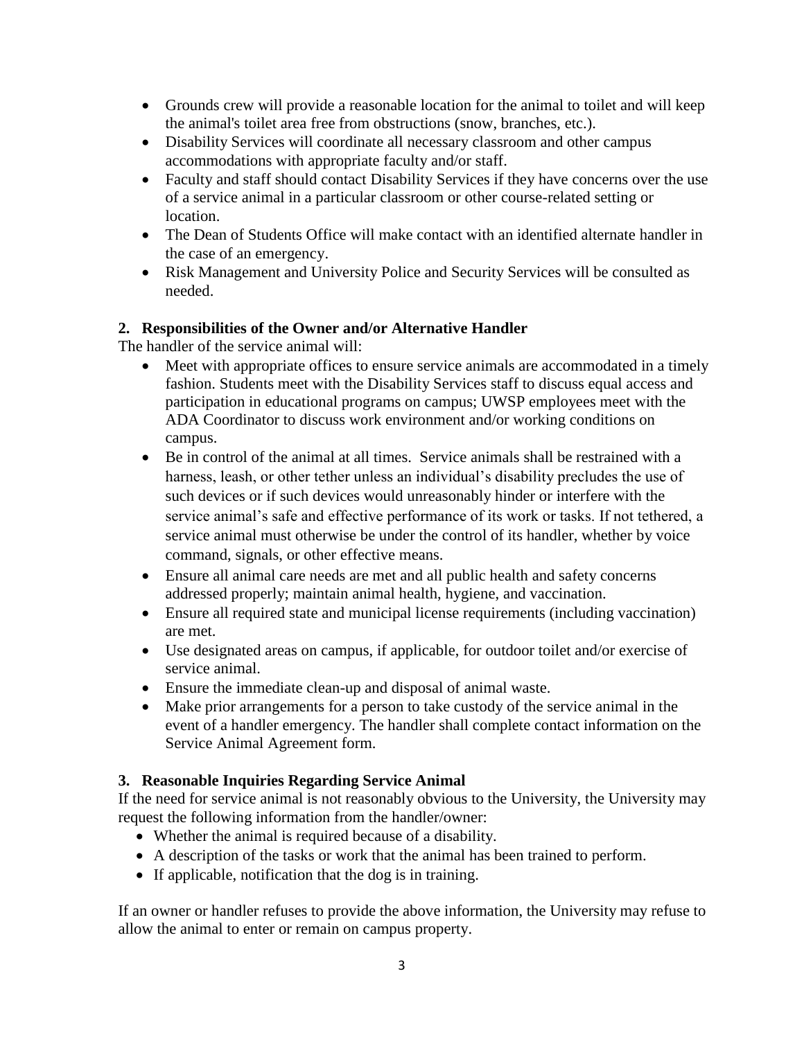- Grounds crew will provide a reasonable location for the animal to toilet and will keep the animal's toilet area free from obstructions (snow, branches, etc.).
- Disability Services will coordinate all necessary classroom and other campus accommodations with appropriate faculty and/or staff.
- Faculty and staff should contact Disability Services if they have concerns over the use of a service animal in a particular classroom or other course-related setting or location.
- The Dean of Students Office will make contact with an identified alternate handler in the case of an emergency.
- Risk Management and University Police and Security Services will be consulted as needed.

### 2. Responsibilities of the Owner and/or Alternative Handler

The handler of the service animal will:

- Meet with appropriate offices to ensure service animals are accommodated in a timely fashion. Students meet with the Disability Services staff to discuss equal access and participation in educational programs on campus; UWSP employees meet with the ADA Coordinator to discuss work environment and/or working conditions on campus.
- Be in control of the animal at all times. Service animals shall be restrained with a harness, leash, or other tether unless an individual's disability precludes the use of such devices or if such devices would unreasonably hinder or interfere with the service animal's safe and effective performance of its work or tasks. If not tethered, a service animal must otherwise be under the control of its handler, whether by voice command, signals, or other effective means.
- Ensure all animal care needs are met and all public health and safety concerns addressed properly; maintain animal health, hygiene, and vaccination.
- Ensure all required state and municipal license requirements (including vaccination) are met.
- Use designated areas on campus, if applicable, for outdoor toilet and/or exercise of service animal.
- Ensure the immediate clean-up and disposal of animal waste.
- Make prior arrangements for a person to take custody of the service animal in the event of a handler emergency. The handler shall complete contact information on the Service Animal Agreement form.

### 3. Reasonable Inquiries Regarding Service Animal

If the need for service animal is not reasonably obvious to the University, the University may request the following information from the handler/owner:

- Whether the animal is required because of a disability.
- A description of the tasks or work that the animal has been trained to perform.
- If applicable, notification that the dog is in training.

If an owner or handler refuses to provide the above information, the University may refuse to allow the animal to enter or remain on campus property.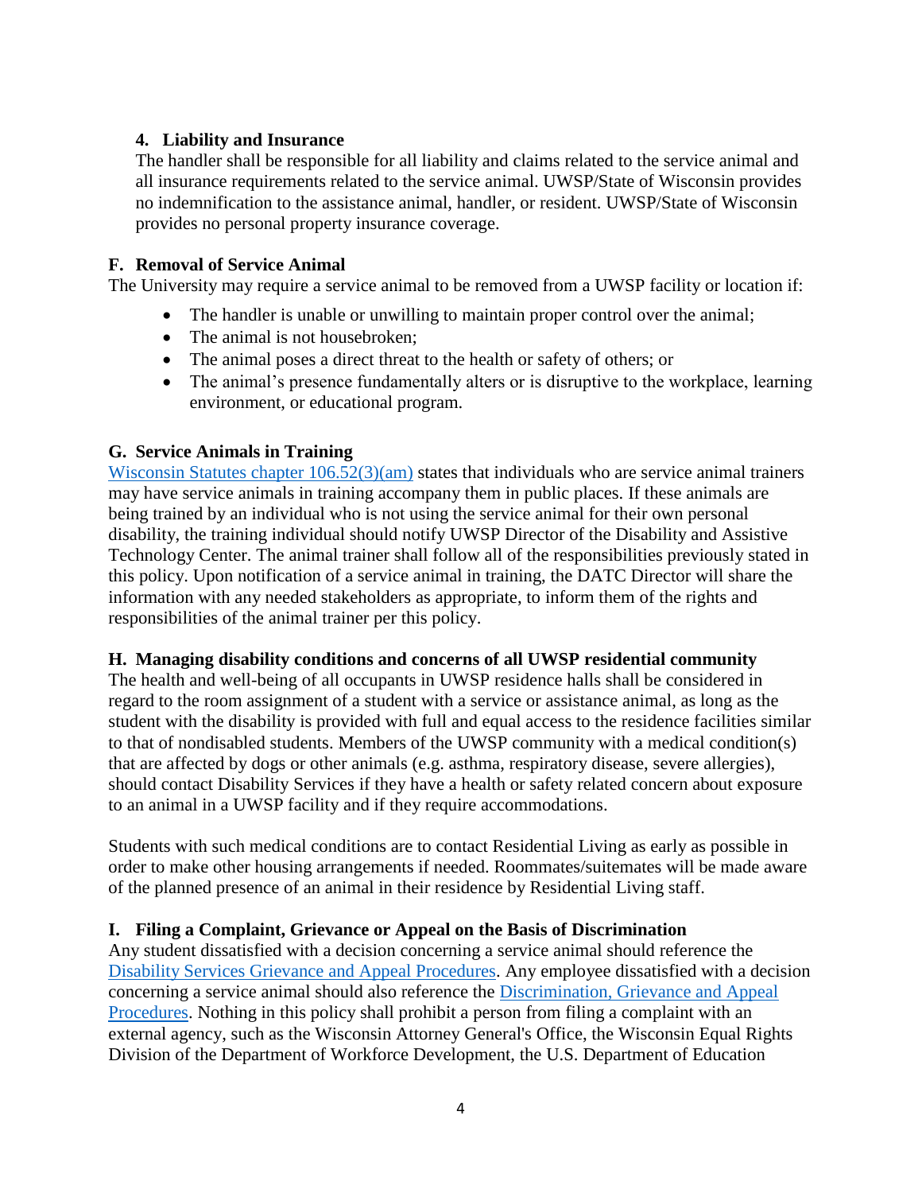#### 4. Liability and Insurance

The handler shall be responsible for all liability and claims related to the service animal and all insurance requirements related to the service animal. UWSP/State of Wisconsin provides no indemnification to the assistance animal, handler, or resident. UWSP/State of Wisconsin provides no personal property insurance coverage.

### F. Removal of Service Animal

The University may require a service animal to be removed from a UWSP facility or location if:

- The handler is unable or unwilling to maintain proper control over the animal;
- The animal is not housebroken;
- The animal poses a direct threat to the health or safety of others; or
- The animal's presence fundamentally alters or is disruptive to the workplace, learning environment, or educational program.

### G. Service Animals in Training

Wisconsin Statutes chapter 106.52(3)(am) states that individuals who are service animal trainers may have service animals in training accompany them in public places. If these animals are being trained by an individual who is not using the service animal for their own personal disability, the training individual should notify UWSP Director of the Disability and Assistive Technology Center. The animal trainer shall follow all of the responsibilities previously stated in this policy. Upon notification of a service animal in training, the DATC Director will share the information with any needed stakeholders as appropriate, to inform them of the rights and responsibilities of the animal trainer per this policy.

### H. Managing disability conditions and concerns of all UWSP residential community

The health and well-being of all occupants in UWSP residence halls shall be considered in regard to the room assignment of a student with a service or assistance animal, as long as the student with the disability is provided with full and equal access to the residence facilities similar to that of nondisabled students. Members of the UWSP community with a medical condition(s) that are affected by dogs or other animals (e.g. asthma, respiratory disease, severe allergies), should contact Disability Services if they have a health or safety related concern about exposure to an animal in a UWSP facility and if they require accommodations.

Students with such medical conditions are to contact Residential Living as early as possible in order to make other housing arrangements if needed. Roommates/suitemates will be made aware of the planned presence of an animal in their residence by Residential Living staff.

### I. Filing a Complaint, Grievance or Appeal on the Basis of Discrimination

Any student dissatisfied with a decision concerning a service animal should reference the Disability Services Grievance and Appeal Procedures. Any employee dissatisfied with a decision concerning a service animal should also reference the Discrimination, Grievance and Appeal Procedures. Nothing in this policy shall prohibit a person from filing a complaint with an external agency, such as the Wisconsin Attorney General's Office, the Wisconsin Equal Rights Division of the Department of Workforce Development, the U.S. Department of Education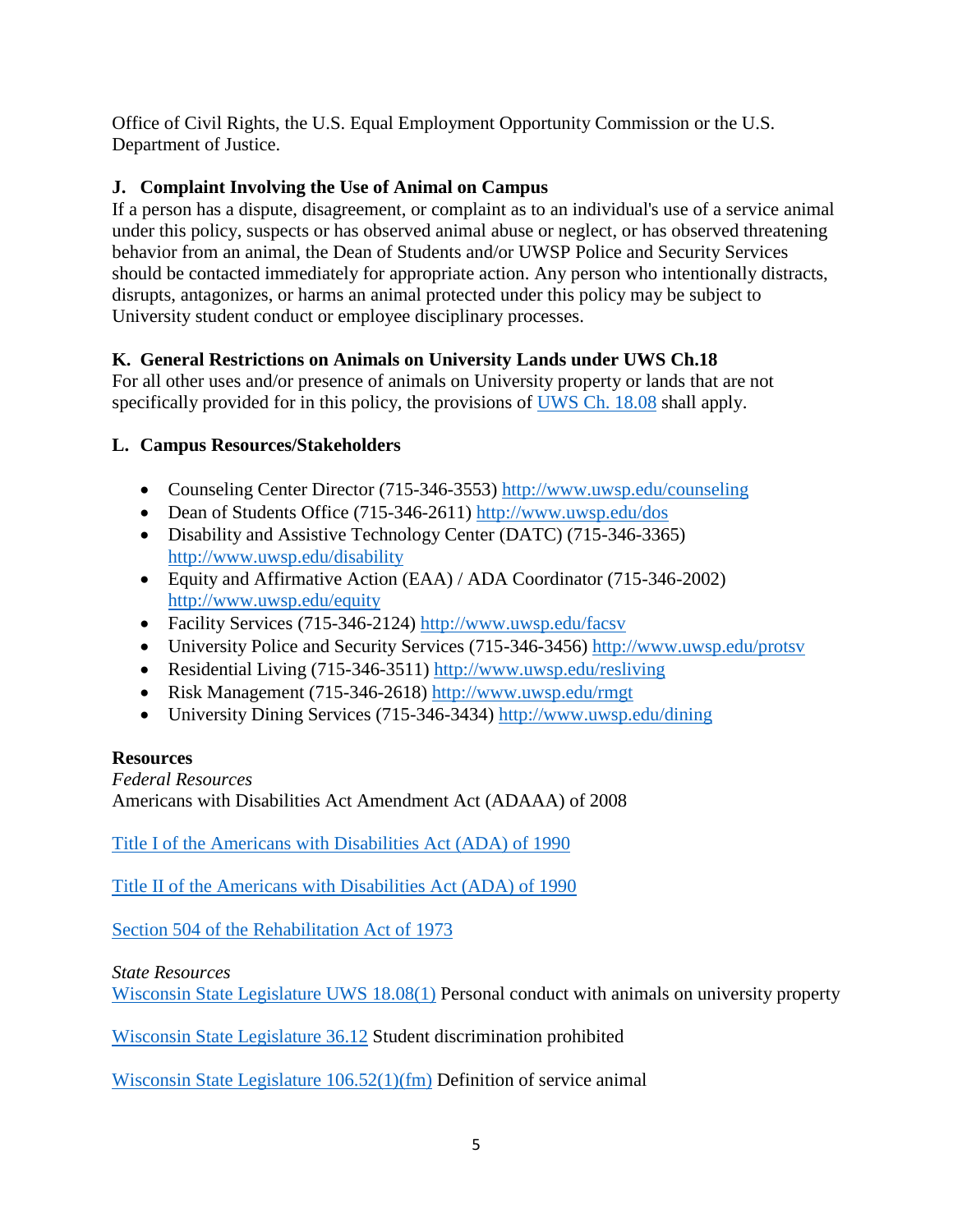Office of Civil Rights, the U.S. Equal Employment Opportunity Commission or the U.S. Department of Justice.

### J. Complaint Involving the Use of Animal on Campus

If a person has a dispute, disagreement, or complaint as to an individual's use of a service animal under this policy, suspects or has observed animal abuse or neglect, or has observed threatening behavior from an animal, the Dean of Students and/or UWSP Police and Security Services should be contacted immediately for appropriate action. Any person who intentionally distracts, disrupts, antagonizes, or harms an animal protected under this policy may be subject to University student conduct or employee disciplinary processes.

### K. General Restrictions on Animals on University Lands under UWS Ch.18

For all other uses and/or presence of animals on University property or lands that are not specifically provided for in this policy, the provisions of UWS Ch. 18.08 shall apply.

### L. Campus Resources/Stakeholders

- Counseling Center Director (715-346-3553) http://www.uwsp.edu/counseling
- Dean of Students Office (715-346-2611) http://www.uwsp.edu/dos
- Disability and Assistive Technology Center (DATC) (715-346-3365) http://www.uwsp.edu/disability
- Equity and Affirmative Action (EAA) / ADA Coordinator (715-346-2002) http://www.uwsp.edu/equity
- Facility Services (715-346-2124) http://www.uwsp.edu/facsv
- University Police and Security Services (715-346-3456) http://www.uwsp.edu/protsv
- Residential Living (715-346-3511) http://www.uwsp.edu/resliving
- Risk Management (715-346-2618) http://www.uwsp.edu/rmgt
- University Dining Services (715-346-3434) http://www.uwsp.edu/dining

### Resources

*Federal Resources*

Americans with Disabilities Act Amendment Act (ADAAA) of 2008

Title I of the Americans with Disabilities Act (ADA) of 1990

Title II of the Americans with Disabilities Act (ADA) of 1990

Section 504 of the Rehabilitation Act of 1973

*State Resources*

Wisconsin State Legislature UWS 18.08(1) Personal conduct with animals on university property

Wisconsin State Legislature 36.12 Student discrimination prohibited

Wisconsin State Legislature 106.52(1)(fm) Definition of service animal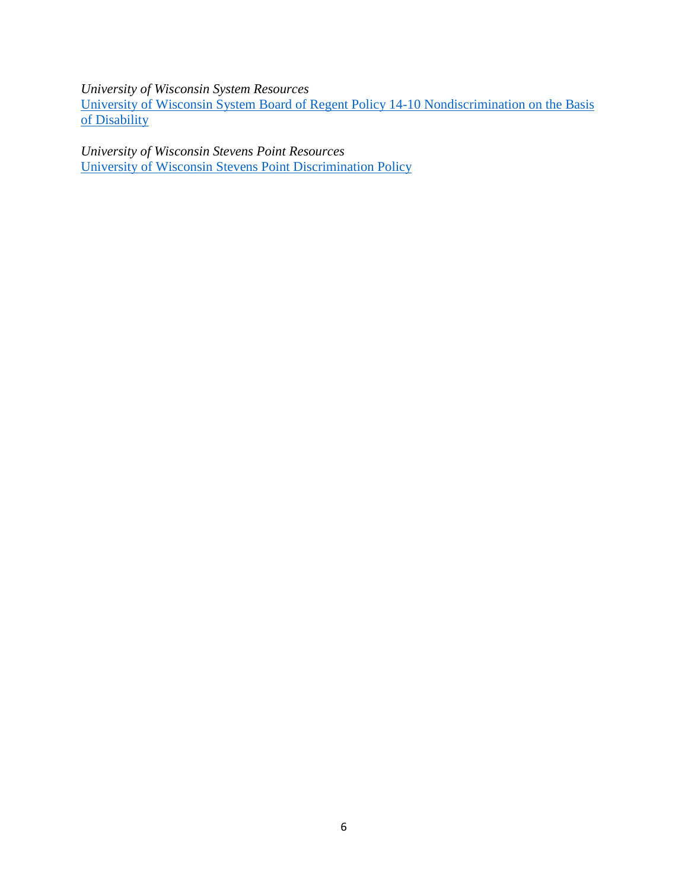*University of Wisconsin System Resources*
University of Wisconsin System Board of Regent Policy 14-10 Nondiscrimination on the Basis of Disability

*University of Wisconsin Stevens Point Resources*
University of Wisconsin Stevens Point Discrimination Policy